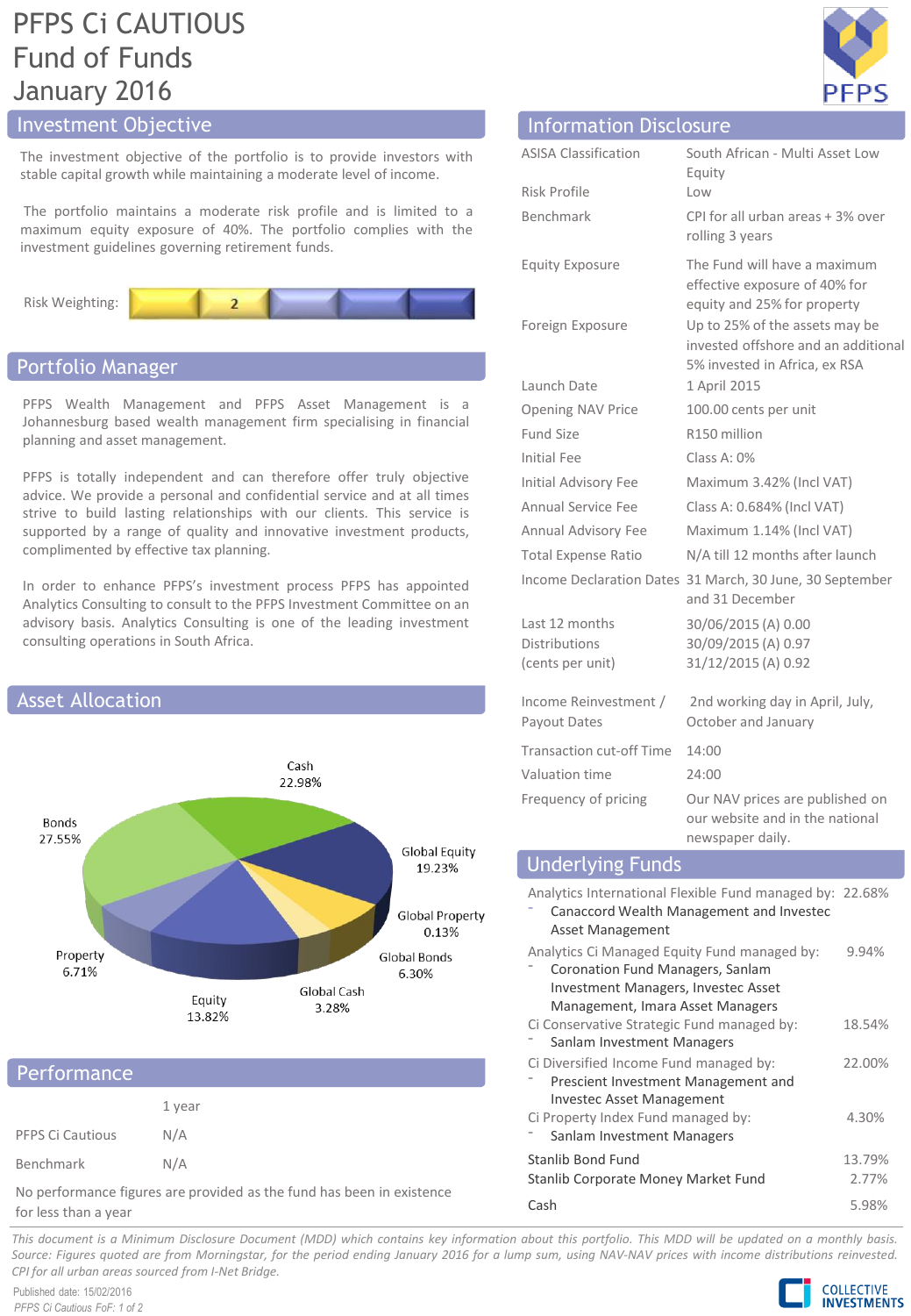# PFPS Ci CAUTIOUS Fund of Funds January 2016

## Investment Objective

The investment objective of the portfolio is to provide investors with stable capital growth while maintaining a moderate level of income.

The portfolio maintains a moderate risk profile and is limited to a maximum equity exposure of 40%. The portfolio complies with the investment guidelines governing retirement funds.

Risk Weighting: 2

## Portfolio Manager

PFPS Wealth Management and PFPS Asset Management is a Johannesburg based wealth management firm specialising in financial planning and asset management.

PFPS is totally independent and can therefore offer truly objective advice. We provide a personal and confidential service and at all times strive to build lasting relationships with our clients. This service is supported by a range of quality and innovative investment products, complimented by effective tax planning.

In order to enhance PFPS's investment process PFPS has appointed Analytics Consulting to consult to the PFPS Investment Committee on an advisory basis. Analytics Consulting is one of the leading investment consulting operations in South Africa.

## Asset Allocation

| Asset | Allocation |
|---|---|
| Cash | 22.98% |
| Global Equity | 19.23% |
| Global Property | 0.13% |
| Global Bonds | 6.30% |
| Global Cash | 3.28% |
| Equity | 13.82% |
| Property | 6.71% |
| Bonds | 27.55% |

## Performance

| | 1 year |
|---|---|
| PFPS Ci Cautious | N/A |
| Benchmark | N/A |

No performance figures are provided as the fund has been in existence for less than a year

## Information Disclosure

| | |
|---|---|
| ASISA Classification | South African - Multi Asset Low Equity |
| Risk Profile | Low |
| Benchmark | CPI for all urban areas + 3% over rolling 3 years |
| Equity Exposure | The Fund will have a maximum effective exposure of 40% for equity and 25% for property |
| Foreign Exposure | Up to 25% of the assets may be invested offshore and an additional 5% invested in Africa, ex RSA |
| Launch Date | 1 April 2015 |
| Opening NAV Price | 100.00 cents per unit |
| Fund Size | R150 million |
| Initial Fee | Class A: 0% |
| Initial Advisory Fee | Maximum 3.42% (Incl VAT) |
| Annual Service Fee | Class A: 0.684% (Incl VAT) |
| Annual Advisory Fee | Maximum 1.14% (Incl VAT) |
| Total Expense Ratio | N/A till 12 months after launch |
| Income Declaration Dates | 31 March, 30 June, 30 September and 31 December |
| Last 12 months Distributions (cents per unit) | 30/06/2015 (A) 0.00<br>30/09/2015 (A) 0.97<br>31/12/2015 (A) 0.92 |
| Income Reinvestment / Payout Dates | 2nd working day in April, July, October and January |
| Transaction cut-off Time | 14:00 |
| Valuation time | 24:00 |
| Frequency of pricing | Our NAV prices are published on our website and in the national newspaper daily. |

## Underlying Funds

| Fund | Allocation |
|---|---|
| Analytics International Flexible Fund managed by:<br>- Canaccord Wealth Management and Investec Asset Management | 22.68% |
| Analytics Ci Managed Equity Fund managed by:<br>- Coronation Fund Managers, Sanlam Investment Managers, Investec Asset Management, Imara Asset Managers | 9.94% |
| Ci Conservative Strategic Fund managed by:<br>- Sanlam Investment Managers | 18.54% |
| Ci Diversified Income Fund managed by:<br>- Prescient Investment Management and Investec Asset Management | 22.00% |
| Ci Property Index Fund managed by:<br>- Sanlam Investment Managers | 4.30% |
| Stanlib Bond Fund | 13.79% |
| Stanlib Corporate Money Market Fund | 2.77% |
| Cash | 5.98% |

*This document is a Minimum Disclosure Document (MDD) which contains key information about this portfolio. This MDD will be updated on a monthly basis. Source: Figures quoted are from Morningstar, for the period ending January 2016 for a lump sum, using NAV-NAV prices with income distributions reinvested. CPI for all urban areas sourced from I-Net Bridge.*

Published date: 15/02/2016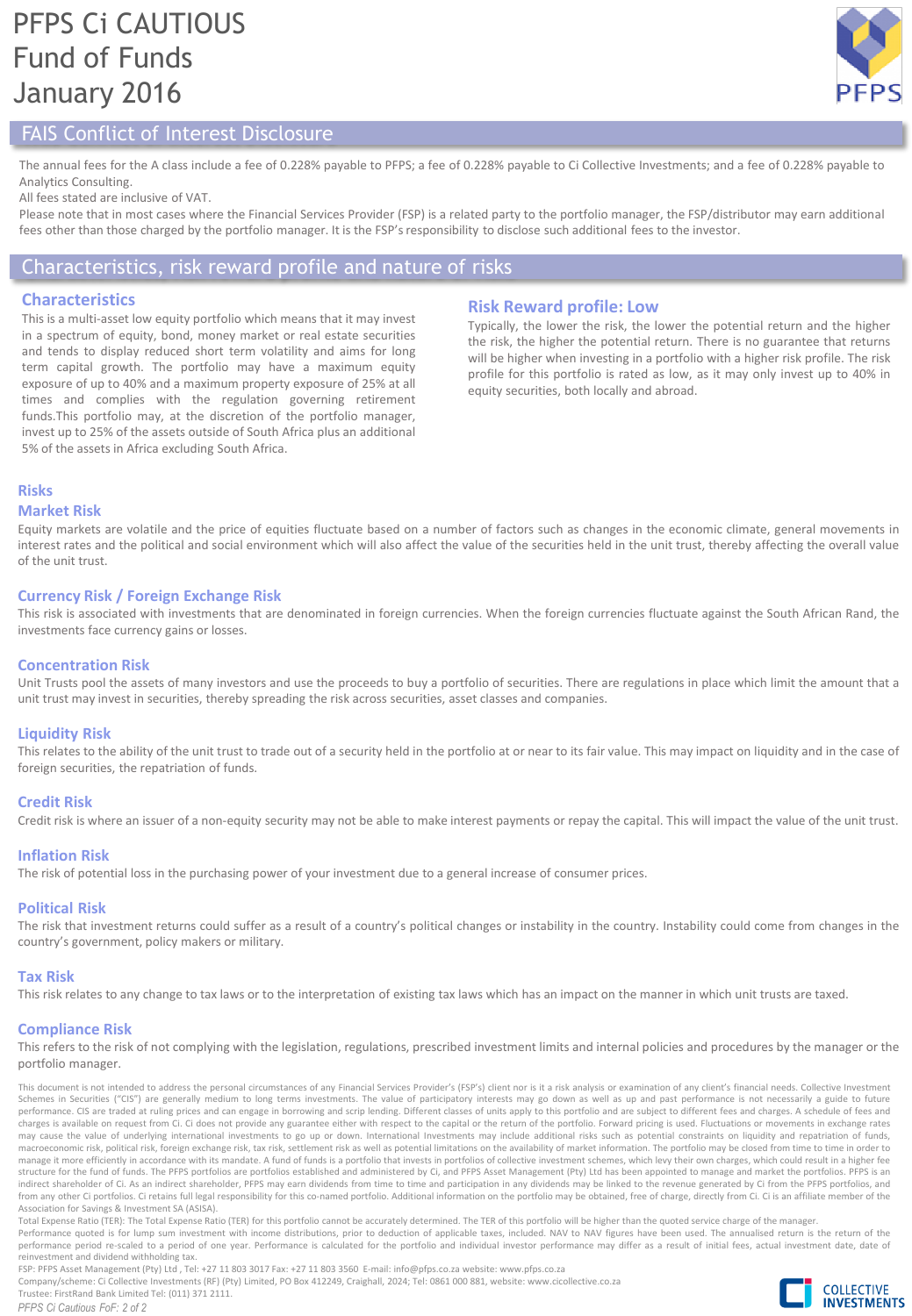# PFPS Ci CAUTIOUS Fund of Funds January 2016

## FAIS Conflict of Interest Disclosure

The annual fees for the A class include a fee of 0.228% payable to PFPS; a fee of 0.228% payable to Ci Collective Investments; and a fee of 0.228% payable to Analytics Consulting.

All fees stated are inclusive of VAT.

Please note that in most cases where the Financial Services Provider (FSP) is a related party to the portfolio manager, the FSP/distributor may earn additional fees other than those charged by the portfolio manager. It is the FSP's responsibility to disclose such additional fees to the investor.

## Characteristics, risk reward profile and nature of risks

### Characteristics

This is a multi-asset low equity portfolio which means that it may invest in a spectrum of equity, bond, money market or real estate securities and tends to display reduced short term volatility and aims for long term capital growth. The portfolio may have a maximum equity exposure of up to 40% and a maximum property exposure of 25% at all times and complies with the regulation governing retirement funds.This portfolio may, at the discretion of the portfolio manager, invest up to 25% of the assets outside of South Africa plus an additional 5% of the assets in Africa excluding South Africa.

### Risk Reward profile: Low

Typically, the lower the risk, the lower the potential return and the higher the risk, the higher the potential return. There is no guarantee that returns will be higher when investing in a portfolio with a higher risk profile. The risk profile for this portfolio is rated as low, as it may only invest up to 40% in equity securities, both locally and abroad.

### Risks

#### Market Risk

Equity markets are volatile and the price of equities fluctuate based on a number of factors such as changes in the economic climate, general movements in interest rates and the political and social environment which will also affect the value of the securities held in the unit trust, thereby affecting the overall value of the unit trust.

#### Currency Risk / Foreign Exchange Risk

This risk is associated with investments that are denominated in foreign currencies. When the foreign currencies fluctuate against the South African Rand, the investments face currency gains or losses.

#### Concentration Risk

Unit Trusts pool the assets of many investors and use the proceeds to buy a portfolio of securities. There are regulations in place which limit the amount that a unit trust may invest in securities, thereby spreading the risk across securities, asset classes and companies.

#### Liquidity Risk

This relates to the ability of the unit trust to trade out of a security held in the portfolio at or near to its fair value. This may impact on liquidity and in the case of foreign securities, the repatriation of funds.

#### Credit Risk

Credit risk is where an issuer of a non-equity security may not be able to make interest payments or repay the capital. This will impact the value of the unit trust.

#### Inflation Risk

The risk of potential loss in the purchasing power of your investment due to a general increase of consumer prices.

#### Political Risk

The risk that investment returns could suffer as a result of a country's political changes or instability in the country. Instability could come from changes in the country's government, policy makers or military.

#### Tax Risk

This risk relates to any change to tax laws or to the interpretation of existing tax laws which has an impact on the manner in which unit trusts are taxed.

#### Compliance Risk

This refers to the risk of not complying with the legislation, regulations, prescribed investment limits and internal policies and procedures by the manager or the portfolio manager.

This document is not intended to address the personal circumstances of any Financial Services Provider's (FSP's) client nor is it a risk analysis or examination of any client's financial needs. Collective Investment Schemes in Securities ("CIS") are generally medium to long terms investments. The value of participatory interests may go down as well as up and past performance is not necessarily a guide to future performance. CIS are traded at ruling prices and can engage in borrowing and scrip lending. Different classes of units apply to this portfolio and are subject to different fees and charges. A schedule of fees and charges is available on request from Ci. Ci does not provide any guarantee either with respect to the capital or the return of the portfolio. Forward pricing is used. Fluctuations or movements in exchange rates may cause the value of international investments to go up or down. International Investments may include additional risks such as potential constraints on liquidity and repatriation of funds, macroeconomic risk, political risk, foreign exchange risk, tax risk, settlement risk as well as potential limitations on the availability of market information. The portfolio may be closed from time to time in order to manage it more efficiently in accordance with its mandate. A fund of funds is a portfolio that invests in portfolios of collective investment schemes, which levy their own charges, which could result in a higher fee structure for the fund of funds. The PFPS portfolios are portfolios established and administered by Ci, and PFPS Asset Management (Pty) Ltd has been appointed to manage and market the portfolios. PFPS is an indirect shareholder of Ci. As an indirect shareholder, PFPS may earn dividends from time to time and participation in any dividends may be linked to the revenue generated by Ci from the PFPS portfolios, and from any other Ci portfolios. Ci retains full legal responsibility for this co-named portfolio. Additional information on the portfolio may be obtained, free of charge, directly from Ci. Ci is an affiliate member of the Association for Savings & Investment SA (ASISA).

Total Expense Ratio (TER): The Total Expense Ratio (TER) for this portfolio cannot be accurately determined. The TER of this portfolio will be higher than the quoted service charge of the manager.

Performance quoted is for lump sum investment with income distributions, prior to deduction of applicable taxes, included. NAV to NAV figures have been used. The annualised return is the return of the performance period re-scaled to a period of one year. Performance is calculated for the portfolio and individual investor performance may differ as a result of initial fees, actual investment date, date of reinvestment and dividend withholding tax.

FSP: PFPS Asset Management (Pty) Ltd , Tel: +27 11 803 3017 Fax: +27 11 803 3560 E-mail: info@pfps.co.za website: www.pfps.co.za

Company/scheme: Ci Collective Investments (RF) (Pty) Limited, PO Box 412249, Craighall, 2024; Tel: 0861 000 881, website: www.cicollective.co.za

Trustee: FirstRand Bank Limited Tel: (011) 371 2111.